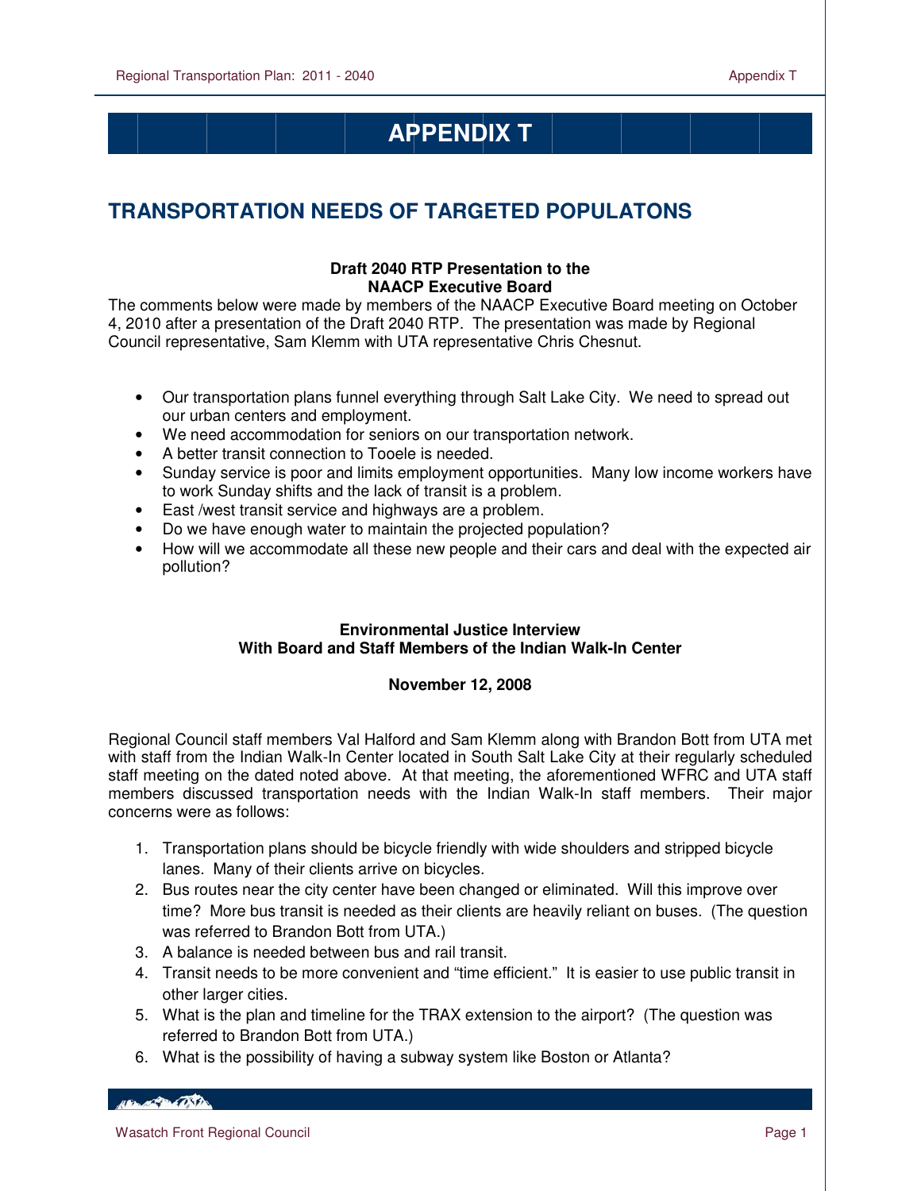# APPENDIX T

## TRANSPORTATION NEEDS OF TARGETED POPULATONS

**Draft 2040 RTP Presentation to the NAACP Executive Board**

The comments below were made by members of the NAACP Executive Board meeting on October 4, 2010 after a presentation of the Draft 2040 RTP. The presentation was made by Regional Council representative, Sam Klemm with UTA representative Chris Chesnut.

- Our transportation plans funnel everything through Salt Lake City. We need to spread out our urban centers and employment.
- We need accommodation for seniors on our transportation network.
- A better transit connection to Tooele is needed.
- Sunday service is poor and limits employment opportunities. Many low income workers have to work Sunday shifts and the lack of transit is a problem.
- East /west transit service and highways are a problem.
- Do we have enough water to maintain the projected population?
- How will we accommodate all these new people and their cars and deal with the expected air pollution?

**Environmental Justice Interview With Board and Staff Members of the Indian Walk-In Center**

**November 12, 2008**

Regional Council staff members Val Halford and Sam Klemm along with Brandon Bott from UTA met with staff from the Indian Walk-In Center located in South Salt Lake City at their regularly scheduled staff meeting on the dated noted above. At that meeting, the aforementioned WFRC and UTA staff members discussed transportation needs with the Indian Walk-In staff members. Their major concerns were as follows:

1. Transportation plans should be bicycle friendly with wide shoulders and stripped bicycle lanes. Many of their clients arrive on bicycles.
2. Bus routes near the city center have been changed or eliminated. Will this improve over time? More bus transit is needed as their clients are heavily reliant on buses. (The question was referred to Brandon Bott from UTA.)
3. A balance is needed between bus and rail transit.
4. Transit needs to be more convenient and "time efficient." It is easier to use public transit in other larger cities.
5. What is the plan and timeline for the TRAX extension to the airport? (The question was referred to Brandon Bott from UTA.)
6. What is the possibility of having a subway system like Boston or Atlanta?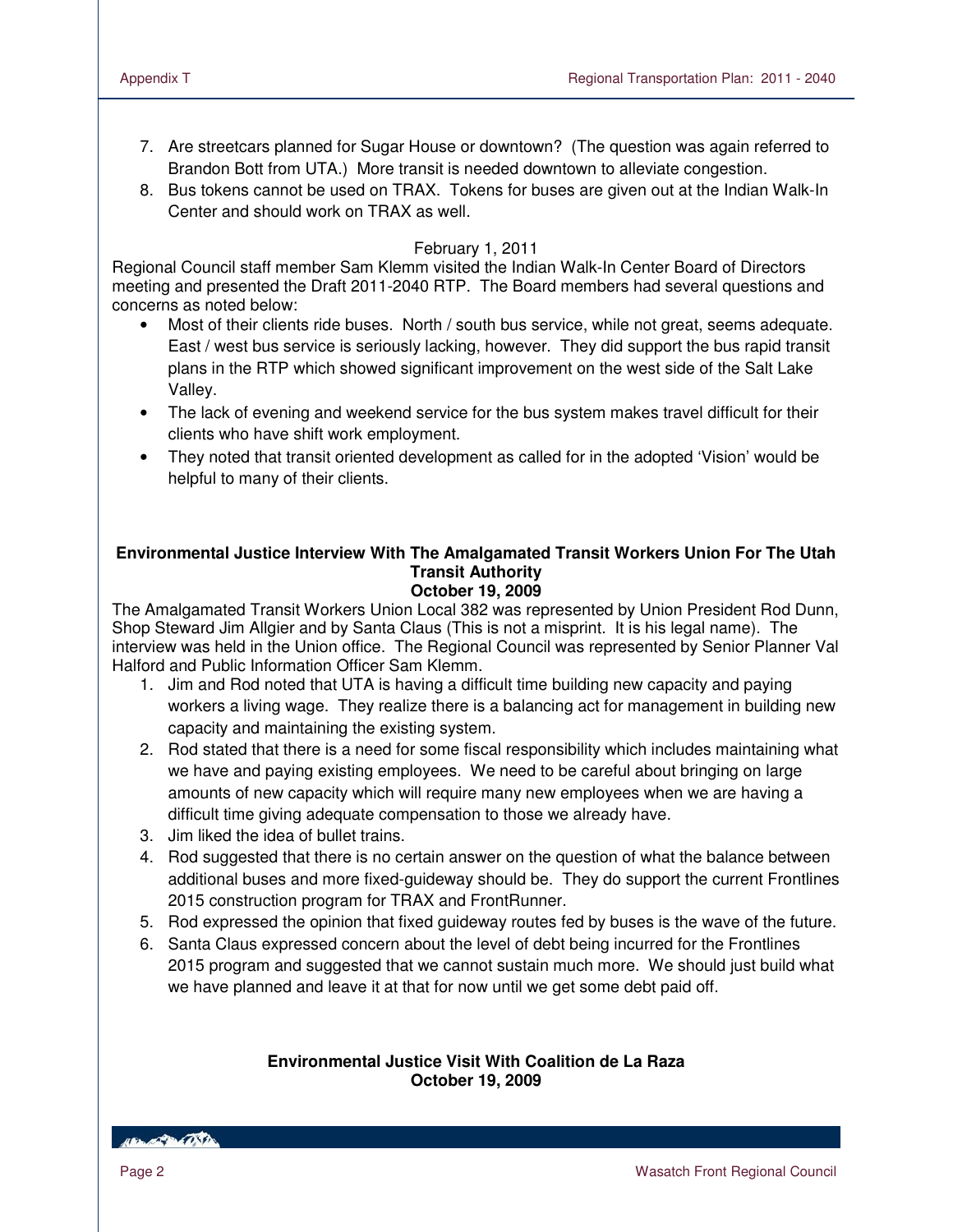7. Are streetcars planned for Sugar House or downtown? (The question was again referred to Brandon Bott from UTA.) More transit is needed downtown to alleviate congestion.
8. Bus tokens cannot be used on TRAX. Tokens for buses are given out at the Indian Walk-In Center and should work on TRAX as well.

February 1, 2011

Regional Council staff member Sam Klemm visited the Indian Walk-In Center Board of Directors meeting and presented the Draft 2011-2040 RTP. The Board members had several questions and concerns as noted below:

- Most of their clients ride buses. North / south bus service, while not great, seems adequate. East / west bus service is seriously lacking, however. They did support the bus rapid transit plans in the RTP which showed significant improvement on the west side of the Salt Lake Valley.
- The lack of evening and weekend service for the bus system makes travel difficult for their clients who have shift work employment.
- They noted that transit oriented development as called for in the adopted 'Vision' would be helpful to many of their clients.

**Environmental Justice Interview With The Amalgamated Transit Workers Union For The Utah Transit Authority**
**October 19, 2009**

The Amalgamated Transit Workers Union Local 382 was represented by Union President Rod Dunn, Shop Steward Jim Allgier and by Santa Claus (This is not a misprint. It is his legal name). The interview was held in the Union office. The Regional Council was represented by Senior Planner Val Halford and Public Information Officer Sam Klemm.

1. Jim and Rod noted that UTA is having a difficult time building new capacity and paying workers a living wage. They realize there is a balancing act for management in building new capacity and maintaining the existing system.
2. Rod stated that there is a need for some fiscal responsibility which includes maintaining what we have and paying existing employees. We need to be careful about bringing on large amounts of new capacity which will require many new employees when we are having a difficult time giving adequate compensation to those we already have.
3. Jim liked the idea of bullet trains.
4. Rod suggested that there is no certain answer on the question of what the balance between additional buses and more fixed-guideway should be. They do support the current Frontlines 2015 construction program for TRAX and FrontRunner.
5. Rod expressed the opinion that fixed guideway routes fed by buses is the wave of the future.
6. Santa Claus expressed concern about the level of debt being incurred for the Frontlines 2015 program and suggested that we cannot sustain much more. We should just build what we have planned and leave it at that for now until we get some debt paid off.

**Environmental Justice Visit With Coalition de La Raza**
**October 19, 2009**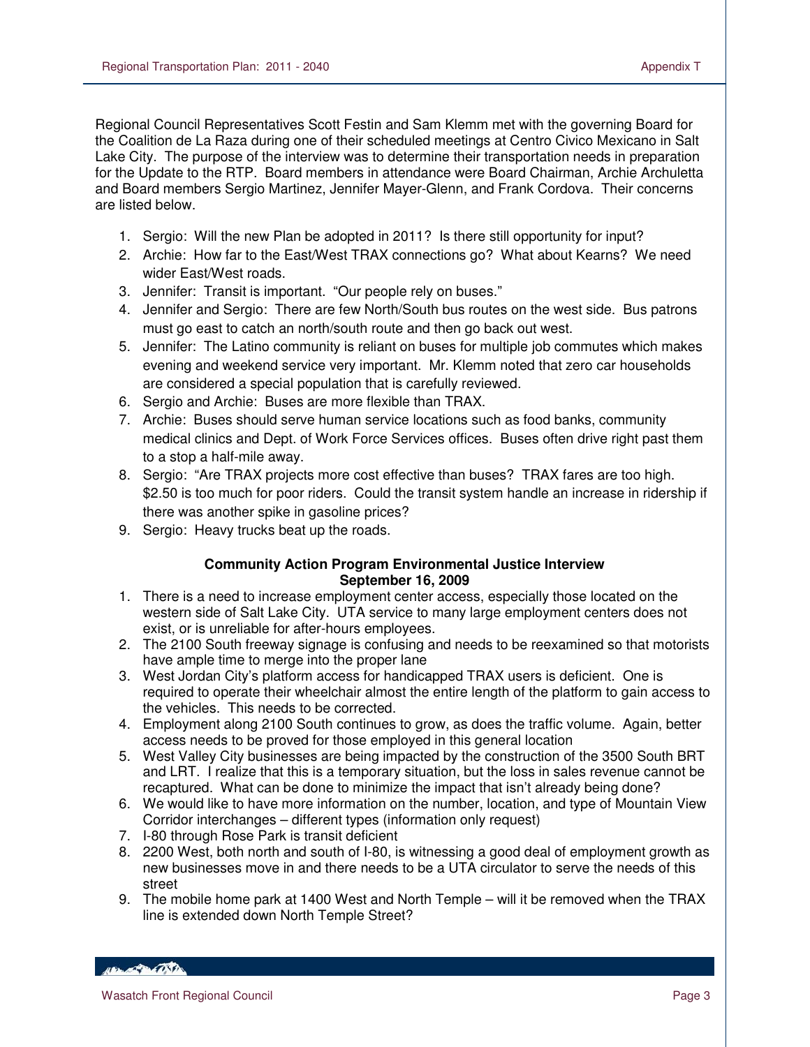Regional Council Representatives Scott Festin and Sam Klemm met with the governing Board for the Coalition de La Raza during one of their scheduled meetings at Centro Civico Mexicano in Salt Lake City. The purpose of the interview was to determine their transportation needs in preparation for the Update to the RTP. Board members in attendance were Board Chairman, Archie Archuletta and Board members Sergio Martinez, Jennifer Mayer-Glenn, and Frank Cordova. Their concerns are listed below.

1. Sergio: Will the new Plan be adopted in 2011? Is there still opportunity for input?
2. Archie: How far to the East/West TRAX connections go? What about Kearns? We need wider East/West roads.
3. Jennifer: Transit is important. "Our people rely on buses."
4. Jennifer and Sergio: There are few North/South bus routes on the west side. Bus patrons must go east to catch an north/south route and then go back out west.
5. Jennifer: The Latino community is reliant on buses for multiple job commutes which makes evening and weekend service very important. Mr. Klemm noted that zero car households are considered a special population that is carefully reviewed.
6. Sergio and Archie: Buses are more flexible than TRAX.
7. Archie: Buses should serve human service locations such as food banks, community medical clinics and Dept. of Work Force Services offices. Buses often drive right past them to a stop a half-mile away.
8. Sergio: "Are TRAX projects more cost effective than buses? TRAX fares are too high. $2.50 is too much for poor riders. Could the transit system handle an increase in ridership if there was another spike in gasoline prices?
9. Sergio: Heavy trucks beat up the roads.

**Community Action Program Environmental Justice Interview**
**September 16, 2009**

1. There is a need to increase employment center access, especially those located on the western side of Salt Lake City. UTA service to many large employment centers does not exist, or is unreliable for after-hours employees.
2. The 2100 South freeway signage is confusing and needs to be reexamined so that motorists have ample time to merge into the proper lane
3. West Jordan City's platform access for handicapped TRAX users is deficient. One is required to operate their wheelchair almost the entire length of the platform to gain access to the vehicles. This needs to be corrected.
4. Employment along 2100 South continues to grow, as does the traffic volume. Again, better access needs to be proved for those employed in this general location
5. West Valley City businesses are being impacted by the construction of the 3500 South BRT and LRT. I realize that this is a temporary situation, but the loss in sales revenue cannot be recaptured. What can be done to minimize the impact that isn't already being done?
6. We would like to have more information on the number, location, and type of Mountain View Corridor interchanges – different types (information only request)
7. I-80 through Rose Park is transit deficient
8. 2200 West, both north and south of I-80, is witnessing a good deal of employment growth as new businesses move in and there needs to be a UTA circulator to serve the needs of this street
9. The mobile home park at 1400 West and North Temple – will it be removed when the TRAX line is extended down North Temple Street?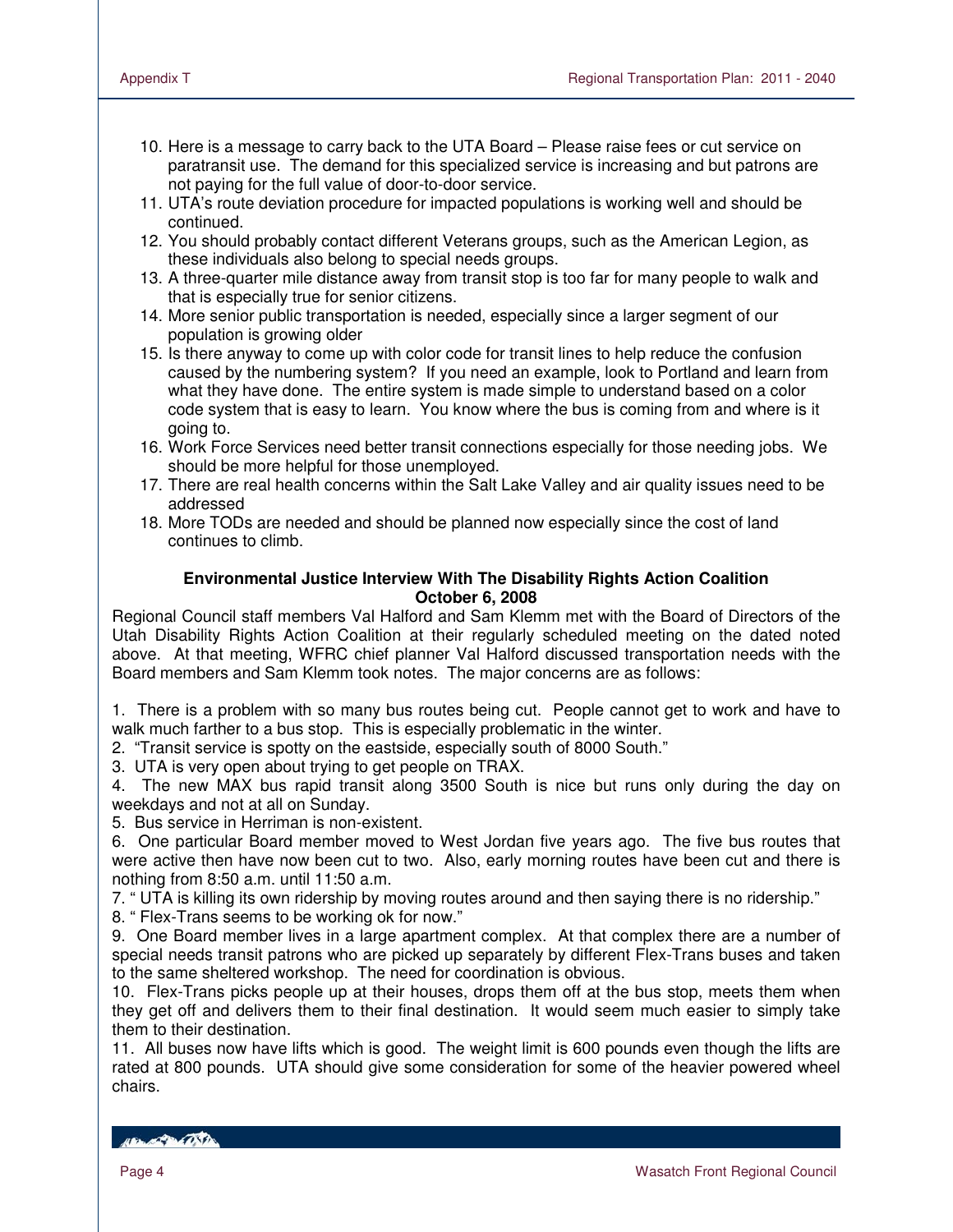10. Here is a message to carry back to the UTA Board – Please raise fees or cut service on paratransit use. The demand for this specialized service is increasing and but patrons are not paying for the full value of door-to-door service.
11. UTA's route deviation procedure for impacted populations is working well and should be continued.
12. You should probably contact different Veterans groups, such as the American Legion, as these individuals also belong to special needs groups.
13. A three-quarter mile distance away from transit stop is too far for many people to walk and that is especially true for senior citizens.
14. More senior public transportation is needed, especially since a larger segment of our population is growing older
15. Is there anyway to come up with color code for transit lines to help reduce the confusion caused by the numbering system? If you need an example, look to Portland and learn from what they have done. The entire system is made simple to understand based on a color code system that is easy to learn. You know where the bus is coming from and where is it going to.
16. Work Force Services need better transit connections especially for those needing jobs. We should be more helpful for those unemployed.
17. There are real health concerns within the Salt Lake Valley and air quality issues need to be addressed
18. More TODs are needed and should be planned now especially since the cost of land continues to climb.

**Environmental Justice Interview With The Disability Rights Action Coalition**
**October 6, 2008**

Regional Council staff members Val Halford and Sam Klemm met with the Board of Directors of the Utah Disability Rights Action Coalition at their regularly scheduled meeting on the dated noted above. At that meeting, WFRC chief planner Val Halford discussed transportation needs with the Board members and Sam Klemm took notes. The major concerns are as follows:

1. There is a problem with so many bus routes being cut. People cannot get to work and have to walk much farther to a bus stop. This is especially problematic in the winter.
2. "Transit service is spotty on the eastside, especially south of 8000 South."
3. UTA is very open about trying to get people on TRAX.
4. The new MAX bus rapid transit along 3500 South is nice but runs only during the day on weekdays and not at all on Sunday.
5. Bus service in Herriman is non-existent.
6. One particular Board member moved to West Jordan five years ago. The five bus routes that were active then have now been cut to two. Also, early morning routes have been cut and there is nothing from 8:50 a.m. until 11:50 a.m.
7. " UTA is killing its own ridership by moving routes around and then saying there is no ridership."
8. " Flex-Trans seems to be working ok for now."
9. One Board member lives in a large apartment complex. At that complex there are a number of special needs transit patrons who are picked up separately by different Flex-Trans buses and taken to the same sheltered workshop. The need for coordination is obvious.
10. Flex-Trans picks people up at their houses, drops them off at the bus stop, meets them when they get off and delivers them to their final destination. It would seem much easier to simply take them to their destination.
11. All buses now have lifts which is good. The weight limit is 600 pounds even though the lifts are rated at 800 pounds. UTA should give some consideration for some of the heavier powered wheel chairs.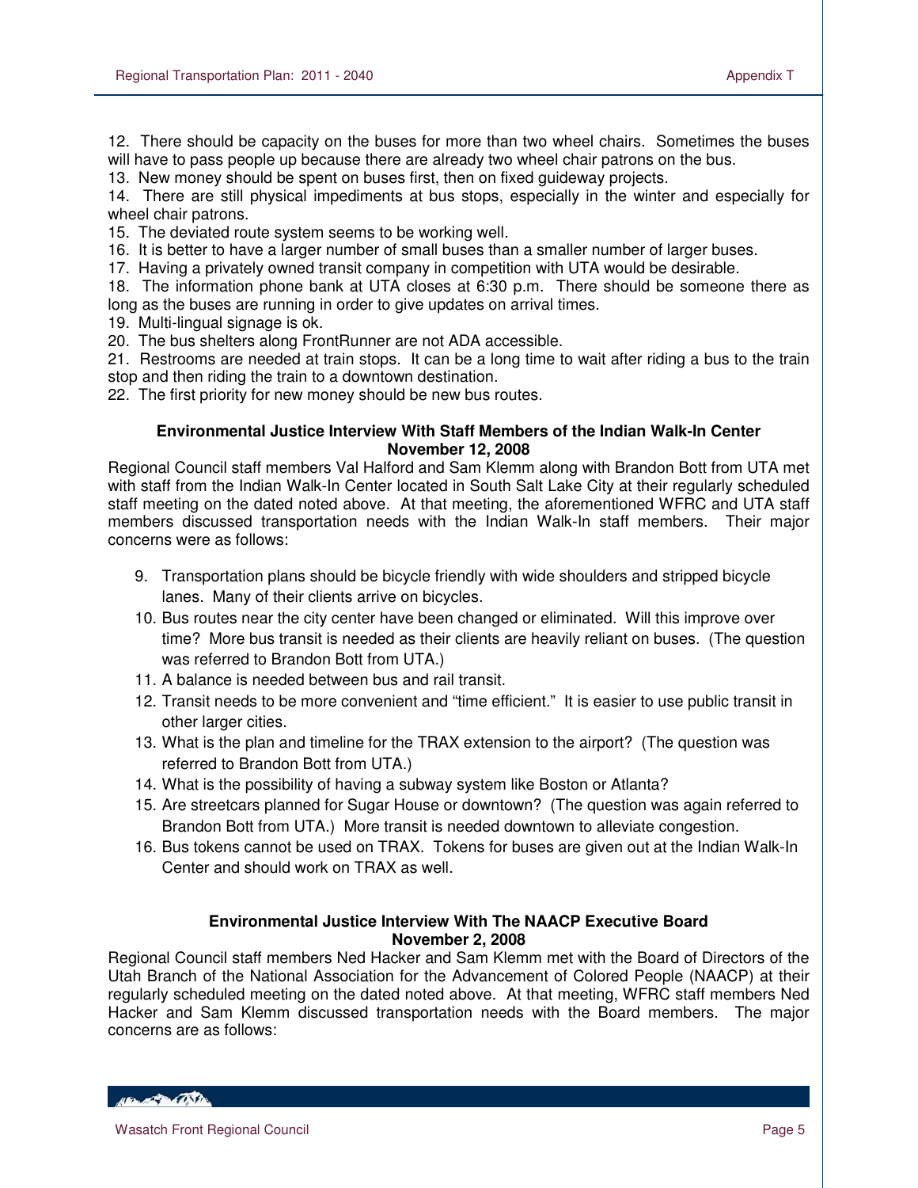12. There should be capacity on the buses for more than two wheel chairs. Sometimes the buses will have to pass people up because there are already two wheel chair patrons on the bus.
13. New money should be spent on buses first, then on fixed guideway projects.
14. There are still physical impediments at bus stops, especially in the winter and especially for wheel chair patrons.
15. The deviated route system seems to be working well.
16. It is better to have a larger number of small buses than a smaller number of larger buses.
17. Having a privately owned transit company in competition with UTA would be desirable.
18. The information phone bank at UTA closes at 6:30 p.m. There should be someone there as long as the buses are running in order to give updates on arrival times.
19. Multi-lingual signage is ok.
20. The bus shelters along FrontRunner are not ADA accessible.
21. Restrooms are needed at train stops. It can be a long time to wait after riding a bus to the train stop and then riding the train to a downtown destination.
22. The first priority for new money should be new bus routes.

**Environmental Justice Interview With Staff Members of the Indian Walk-In Center**
**November 12, 2008**

Regional Council staff members Val Halford and Sam Klemm along with Brandon Bott from UTA met with staff from the Indian Walk-In Center located in South Salt Lake City at their regularly scheduled staff meeting on the dated noted above. At that meeting, the aforementioned WFRC and UTA staff members discussed transportation needs with the Indian Walk-In staff members. Their major concerns were as follows:

9. Transportation plans should be bicycle friendly with wide shoulders and stripped bicycle lanes. Many of their clients arrive on bicycles.
10. Bus routes near the city center have been changed or eliminated. Will this improve over time? More bus transit is needed as their clients are heavily reliant on buses. (The question was referred to Brandon Bott from UTA.)
11. A balance is needed between bus and rail transit.
12. Transit needs to be more convenient and "time efficient." It is easier to use public transit in other larger cities.
13. What is the plan and timeline for the TRAX extension to the airport? (The question was referred to Brandon Bott from UTA.)
14. What is the possibility of having a subway system like Boston or Atlanta?
15. Are streetcars planned for Sugar House or downtown? (The question was again referred to Brandon Bott from UTA.) More transit is needed downtown to alleviate congestion.
16. Bus tokens cannot be used on TRAX. Tokens for buses are given out at the Indian Walk-In Center and should work on TRAX as well.

**Environmental Justice Interview With The NAACP Executive Board**
**November 2, 2008**

Regional Council staff members Ned Hacker and Sam Klemm met with the Board of Directors of the Utah Branch of the National Association for the Advancement of Colored People (NAACP) at their regularly scheduled meeting on the dated noted above. At that meeting, WFRC staff members Ned Hacker and Sam Klemm discussed transportation needs with the Board members. The major concerns are as follows: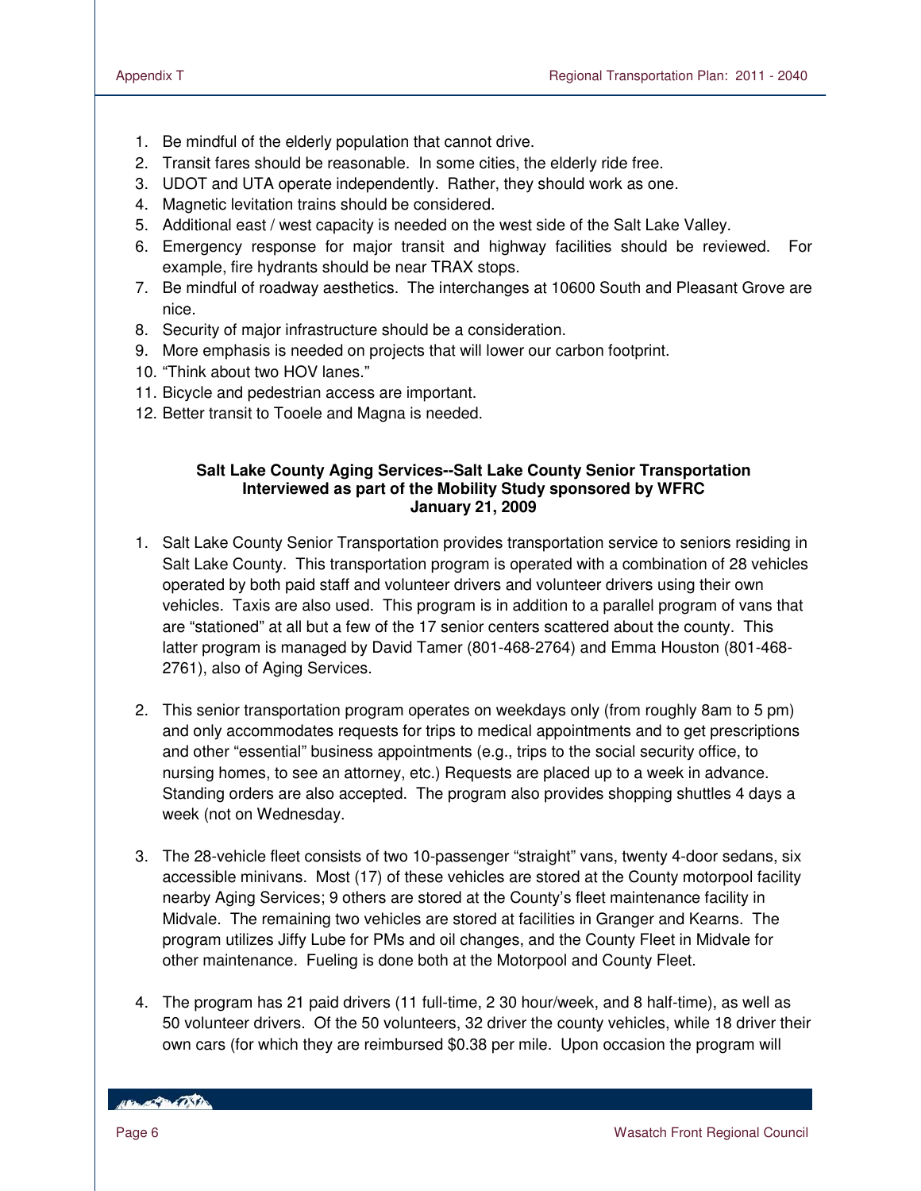1. Be mindful of the elderly population that cannot drive.
2. Transit fares should be reasonable. In some cities, the elderly ride free.
3. UDOT and UTA operate independently. Rather, they should work as one.
4. Magnetic levitation trains should be considered.
5. Additional east / west capacity is needed on the west side of the Salt Lake Valley.
6. Emergency response for major transit and highway facilities should be reviewed. For example, fire hydrants should be near TRAX stops.
7. Be mindful of roadway aesthetics. The interchanges at 10600 South and Pleasant Grove are nice.
8. Security of major infrastructure should be a consideration.
9. More emphasis is needed on projects that will lower our carbon footprint.
10. "Think about two HOV lanes."
11. Bicycle and pedestrian access are important.
12. Better transit to Tooele and Magna is needed.

**Salt Lake County Aging Services--Salt Lake County Senior Transportation**
**Interviewed as part of the Mobility Study sponsored by WFRC**
**January 21, 2009**

1. Salt Lake County Senior Transportation provides transportation service to seniors residing in Salt Lake County. This transportation program is operated with a combination of 28 vehicles operated by both paid staff and volunteer drivers and volunteer drivers using their own vehicles. Taxis are also used. This program is in addition to a parallel program of vans that are "stationed" at all but a few of the 17 senior centers scattered about the county. This latter program is managed by David Tamer (801-468-2764) and Emma Houston (801-468-2761), also of Aging Services.

2. This senior transportation program operates on weekdays only (from roughly 8am to 5 pm) and only accommodates requests for trips to medical appointments and to get prescriptions and other "essential" business appointments (e.g., trips to the social security office, to nursing homes, to see an attorney, etc.) Requests are placed up to a week in advance. Standing orders are also accepted. The program also provides shopping shuttles 4 days a week (not on Wednesday.

3. The 28-vehicle fleet consists of two 10-passenger "straight" vans, twenty 4-door sedans, six accessible minivans. Most (17) of these vehicles are stored at the County motorpool facility nearby Aging Services; 9 others are stored at the County's fleet maintenance facility in Midvale. The remaining two vehicles are stored at facilities in Granger and Kearns. The program utilizes Jiffy Lube for PMs and oil changes, and the County Fleet in Midvale for other maintenance. Fueling is done both at the Motorpool and County Fleet.

4. The program has 21 paid drivers (11 full-time, 2 30 hour/week, and 8 half-time), as well as 50 volunteer drivers. Of the 50 volunteers, 32 driver the county vehicles, while 18 driver their own cars (for which they are reimbursed $0.38 per mile. Upon occasion the program will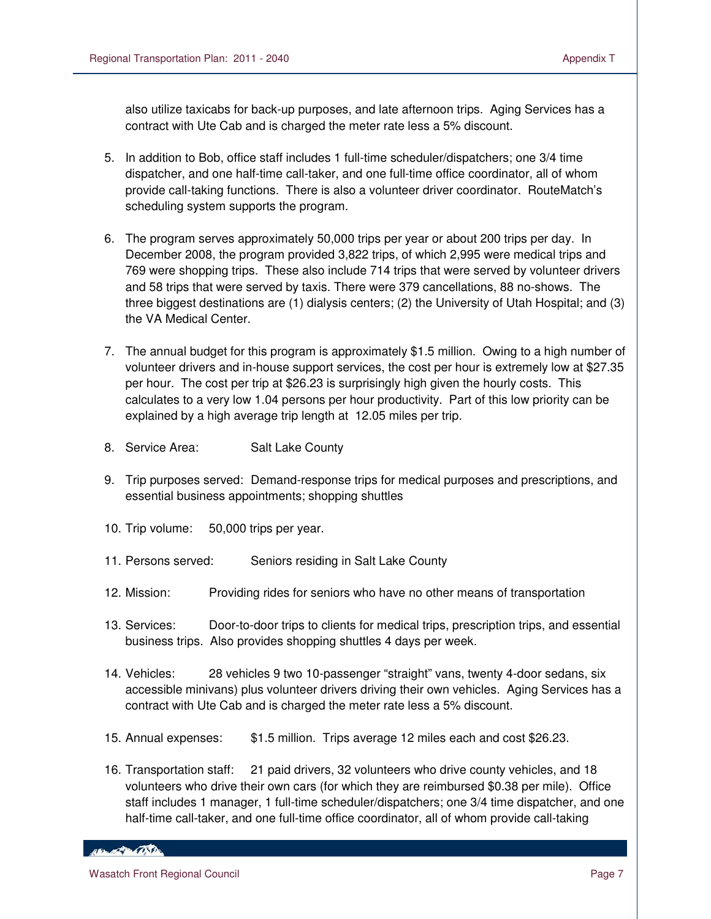also utilize taxicabs for back-up purposes, and late afternoon trips. Aging Services has a contract with Ute Cab and is charged the meter rate less a 5% discount.

5. In addition to Bob, office staff includes 1 full-time scheduler/dispatchers; one 3/4 time dispatcher, and one half-time call-taker, and one full-time office coordinator, all of whom provide call-taking functions. There is also a volunteer driver coordinator. RouteMatch's scheduling system supports the program.

6. The program serves approximately 50,000 trips per year or about 200 trips per day. In December 2008, the program provided 3,822 trips, of which 2,995 were medical trips and 769 were shopping trips. These also include 714 trips that were served by volunteer drivers and 58 trips that were served by taxis. There were 379 cancellations, 88 no-shows. The three biggest destinations are (1) dialysis centers; (2) the University of Utah Hospital; and (3) the VA Medical Center.

7. The annual budget for this program is approximately $1.5 million. Owing to a high number of volunteer drivers and in-house support services, the cost per hour is extremely low at $27.35 per hour. The cost per trip at $26.23 is surprisingly high given the hourly costs. This calculates to a very low 1.04 persons per hour productivity. Part of this low priority can be explained by a high average trip length at 12.05 miles per trip.

8. Service Area: Salt Lake County

9. Trip purposes served: Demand-response trips for medical purposes and prescriptions, and essential business appointments; shopping shuttles

10. Trip volume: 50,000 trips per year.

11. Persons served: Seniors residing in Salt Lake County

12. Mission: Providing rides for seniors who have no other means of transportation

13. Services: Door-to-door trips to clients for medical trips, prescription trips, and essential business trips. Also provides shopping shuttles 4 days per week.

14. Vehicles: 28 vehicles 9 two 10-passenger "straight" vans, twenty 4-door sedans, six accessible minivans) plus volunteer drivers driving their own vehicles. Aging Services has a contract with Ute Cab and is charged the meter rate less a 5% discount.

15. Annual expenses: $1.5 million. Trips average 12 miles each and cost $26.23.

16. Transportation staff: 21 paid drivers, 32 volunteers who drive county vehicles, and 18 volunteers who drive their own cars (for which they are reimbursed $0.38 per mile). Office staff includes 1 manager, 1 full-time scheduler/dispatchers; one 3/4 time dispatcher, and one half-time call-taker, and one full-time office coordinator, all of whom provide call-taking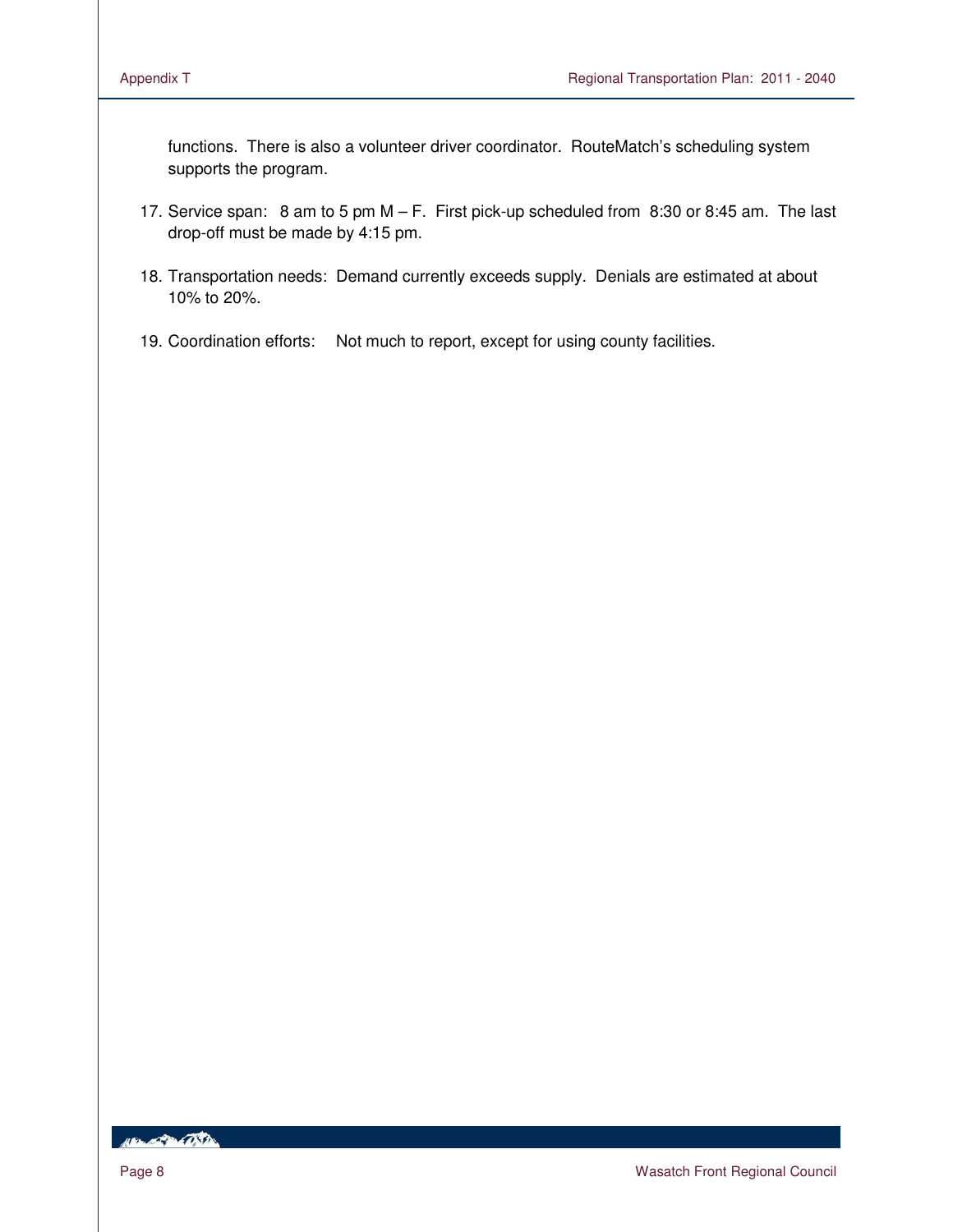functions. There is also a volunteer driver coordinator. RouteMatch's scheduling system supports the program.

17. Service span: 8 am to 5 pm M – F. First pick-up scheduled from 8:30 or 8:45 am. The last drop-off must be made by 4:15 pm.

18. Transportation needs: Demand currently exceeds supply. Denials are estimated at about 10% to 20%.

19. Coordination efforts: Not much to report, except for using county facilities.